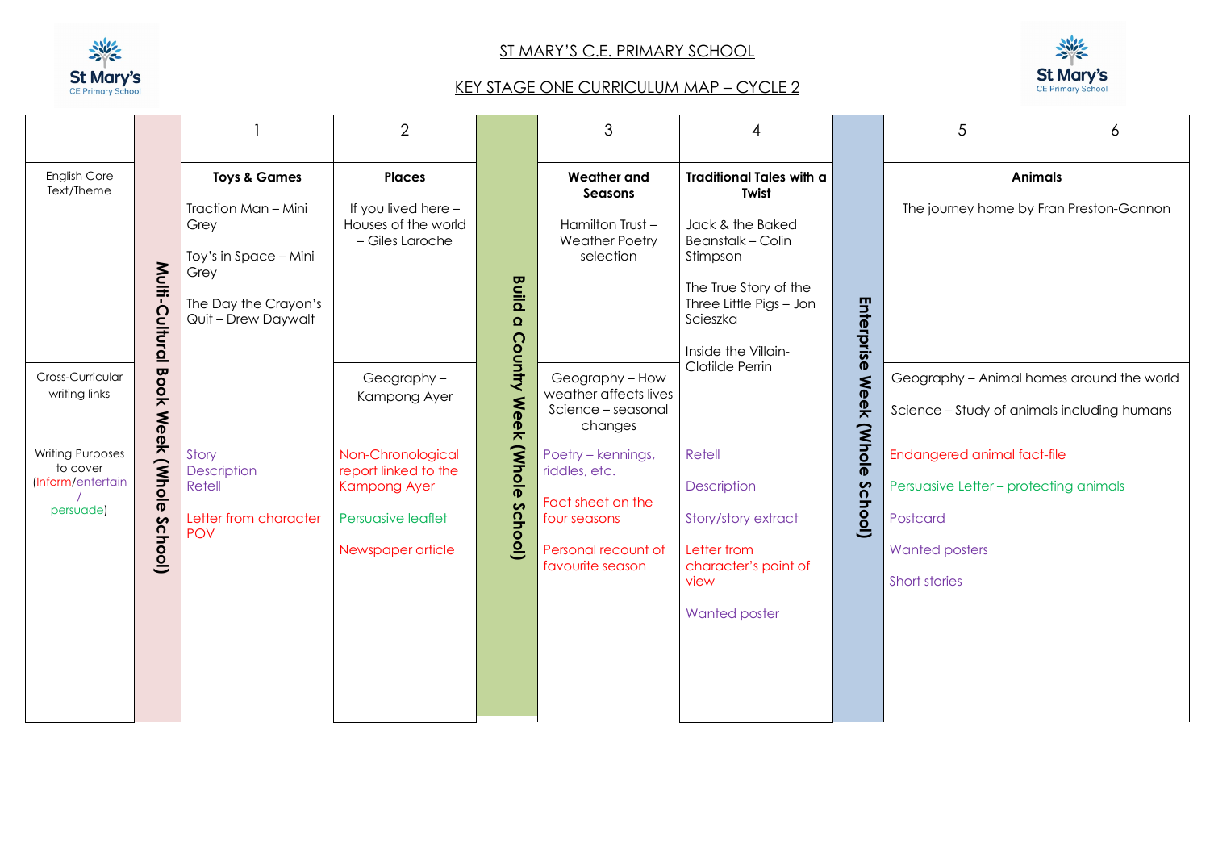# ST MARY'S C.E. PRIMARY SCHOOL

## KEY STAGE ONE CURRICULUM MAP – CYCLE 2

| | | 1 | 2 | | 3 | 4 | | 5 | 6 |
|---|---|---|---|---|---|---|---|---|---|
| English Core Text/Theme | Multi-Cultural Book Week (Whole School) | **Toys & Games**<br>Traction Man – Mini Grey<br>Toy's in Space – Mini Grey<br>The Day the Crayon's Quit – Drew Daywalt | **Places**<br>If you lived here – Houses of the world – Giles Laroche | Build a Country Week (Whole School) | **Weather and Seasons**<br>Hamilton Trust – Weather Poetry selection | **Traditional Tales with a Twist**<br>Jack & the Baked Beanstalk – Colin Stimpson<br>The True Story of the Three Little Pigs – Jon Scieszka<br>Inside the Villain- Clotilde Perrin | Enterprise Week (Whole School) | **Animals**<br>The journey home by Fran Preston-Gannon | |
| Cross-Curricular writing links | | | Geography – Kampong Ayer | | Geography – How weather affects lives<br>Science – seasonal changes | | | Geography – Animal homes around the world<br>Science – Study of animals including humans | |
| Writing Purposes to cover (Inform/entertain/persuade) | | Story<br>Description<br>Retell<br>Letter from character POV | Non-Chronological report linked to the Kampong Ayer<br>Persuasive leaflet<br>Newspaper article | | Poetry – kennings, riddles, etc.<br>Fact sheet on the four seasons<br>Personal recount of favourite season | Retell<br>Description<br>Story/story extract<br>Letter from character's point of view<br>Wanted poster | | Endangered animal fact-file<br>Persuasive Letter – protecting animals<br>Postcard<br>Wanted posters<br>Short stories | |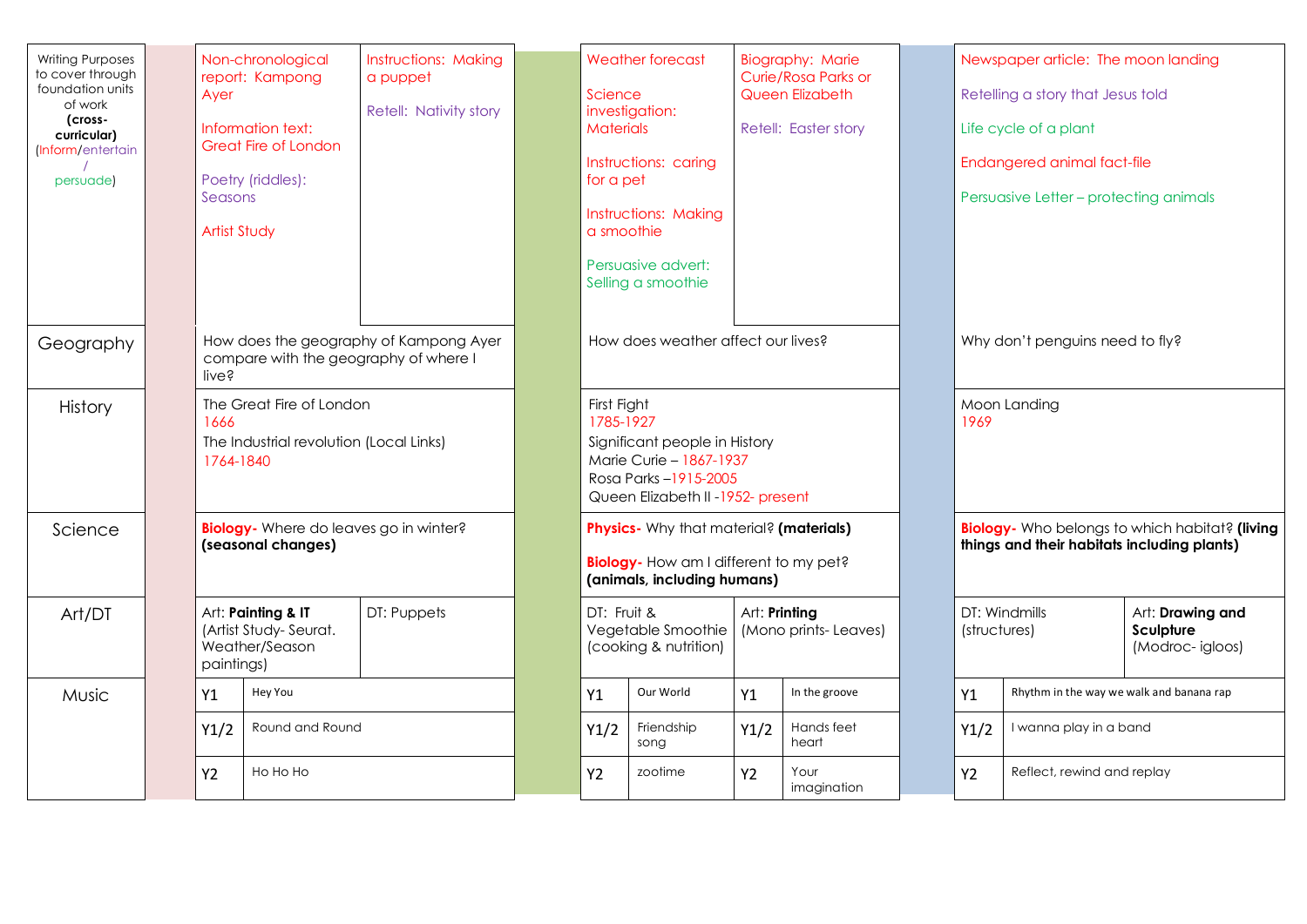| | Term 1 | | Term 2 | | Term 3 | |
|---|---|---|---|---|---|---|
| Writing Purposes to cover through foundation units of work **(cross-curricular)** (Inform/entertain / persuade) | Non-chronological report: Kampong Ayer<br><br>Information text: Great Fire of London<br><br>Poetry (riddles): Seasons<br><br>Artist Study | Instructions: Making a puppet<br><br>Retell: Nativity story | Weather forecast<br><br>Science investigation: Materials<br><br>Instructions: caring for a pet<br><br>Instructions: Making a smoothie<br><br>Persuasive advert: Selling a smoothie | Biography: Marie Curie/Rosa Parks or Queen Elizabeth<br><br>Retell: Easter story | Newspaper article: The moon landing<br><br>Retelling a story that Jesus told<br><br>Life cycle of a plant<br><br>Endangered animal fact-file<br><br>Persuasive Letter – protecting animals | |
| Geography | How does the geography of Kampong Ayer compare with the geography of where I live? | | How does weather affect our lives? | | Why don't penguins need to fly? | |
| History | The Great Fire of London<br>1666<br>The Industrial revolution (Local Links)<br>1764-1840 | | First Fight<br>1785-1927<br>Significant people in History<br>Marie Curie – 1867-1937<br>Rosa Parks –1915-2005<br>Queen Elizabeth II -1952- present | | Moon Landing<br>1969 | |
| Science | **Biology-** Where do leaves go in winter? **(seasonal changes)** | | **Physics-** Why that material? **(materials)**<br><br>**Biology-** How am I different to my pet? **(animals, including humans)** | | **Biology-** Who belongs to which habitat? **(living things and their habitats including plants)** | |
| Art/DT | Art: **Painting & IT** (Artist Study- Seurat. Weather/Season paintings) | DT: Puppets | DT: Fruit & Vegetable Smoothie (cooking & nutrition) | Art: **Printing** (Mono prints- Leaves) | DT: Windmills (structures) | Art: **Drawing and Sculpture** (Modroc- igloos) |
| Music | Y1: Hey You<br>Y1/2: Round and Round<br>Y2: Ho Ho Ho | | Y1: Our World<br>Y1/2: Friendship song<br>Y2: zootime | Y1: In the groove<br>Y1/2: Hands feet heart<br>Y2: Your imagination | Y1: Rhythm in the way we walk and banana rap<br>Y1/2: I wanna play in a band<br>Y2: Reflect, rewind and replay | |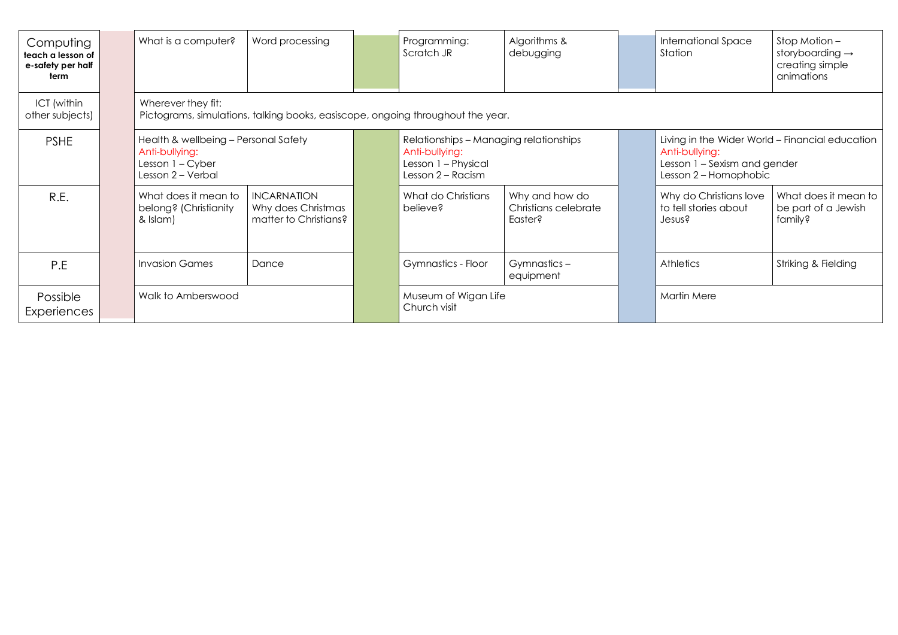| | | | | | | | | |
|---|---|---|---|---|---|---|---|---|
| Computing **teach a lesson of e-safety per half term** | | What is a computer? | Word processing | | Programming: Scratch JR | Algorithms & debugging | | International Space Station | Stop Motion – storyboarding → creating simple animations |
| ICT (within other subjects) | | Wherever they fit: Pictograms, simulations, talking books, easiscope, ongoing throughout the year. | | | | | | | |
| PSHE | | Health & wellbeing – Personal Safety<br>Anti-bullying:<br>Lesson 1 – Cyber<br>Lesson 2 – Verbal | | | Relationships – Managing relationships<br>Anti-bullying:<br>Lesson 1 – Physical<br>Lesson 2 – Racism | | | Living in the Wider World – Financial education<br>Anti-bullying:<br>Lesson 1 – Sexism and gender<br>Lesson 2 – Homophobic | |
| R.E. | | What does it mean to belong? (Christianity & Islam) | INCARNATION Why does Christmas matter to Christians? | | What do Christians believe? | Why and how do Christians celebrate Easter? | | Why do Christians love to tell stories about Jesus? | What does it mean to be part of a Jewish family? |
| P.E | | Invasion Games | Dance | | Gymnastics - Floor | Gymnastics – equipment | | Athletics | Striking & Fielding |
| Possible Experiences | | Walk to Amberswood | | | Museum of Wigan Life<br>Church visit | | | Martin Mere | |